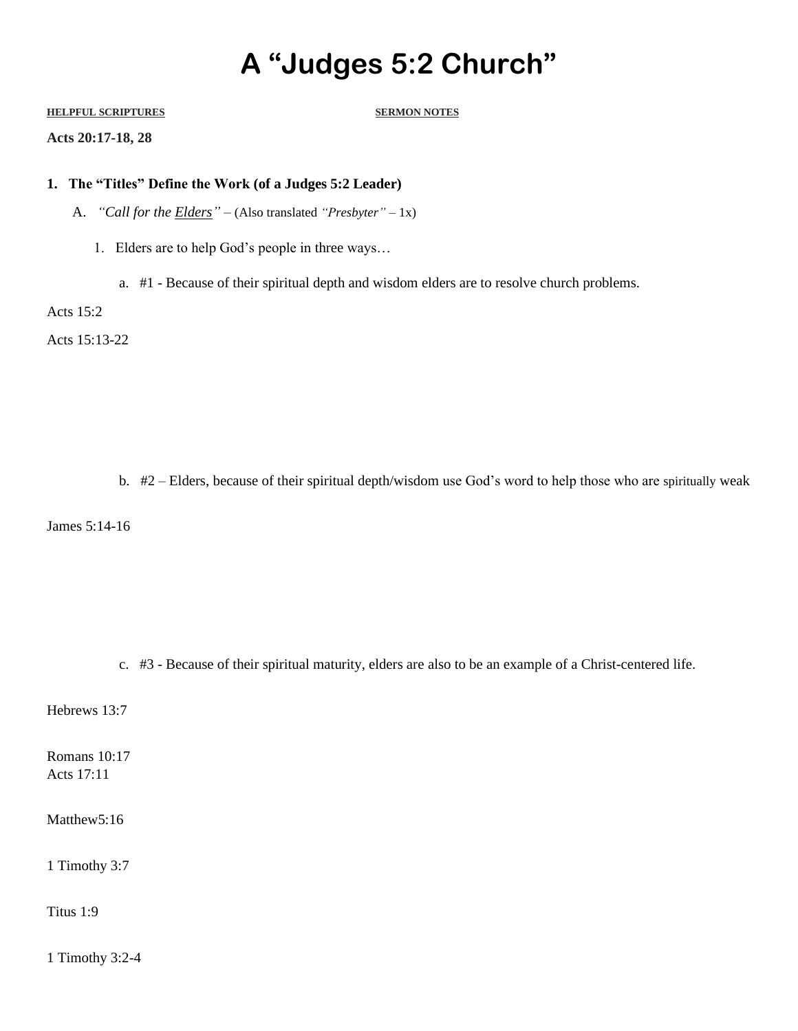# A "Judges 5:2 Church"

**HELPFUL SCRIPTURES** **SERMON NOTES**

**Acts 20:17-18, 28**

**1. The "Titles" Define the Work (of a Judges 5:2 Leader)**

A. *"Call for the __Elders__"* – (Also translated *"Presbyter"* – 1x)

1. Elders are to help God's people in three ways…

a. #1 - Because of their spiritual depth and wisdom elders are to resolve church problems.

Acts 15:2

Acts 15:13-22

b. #2 – Elders, because of their spiritual depth/wisdom use God's word to help those who are spiritually weak

James 5:14-16

c. #3 - Because of their spiritual maturity, elders are also to be an example of a Christ-centered life.

Hebrews 13:7

Romans 10:17
Acts 17:11

Matthew5:16

1 Timothy 3:7

Titus 1:9

1 Timothy 3:2-4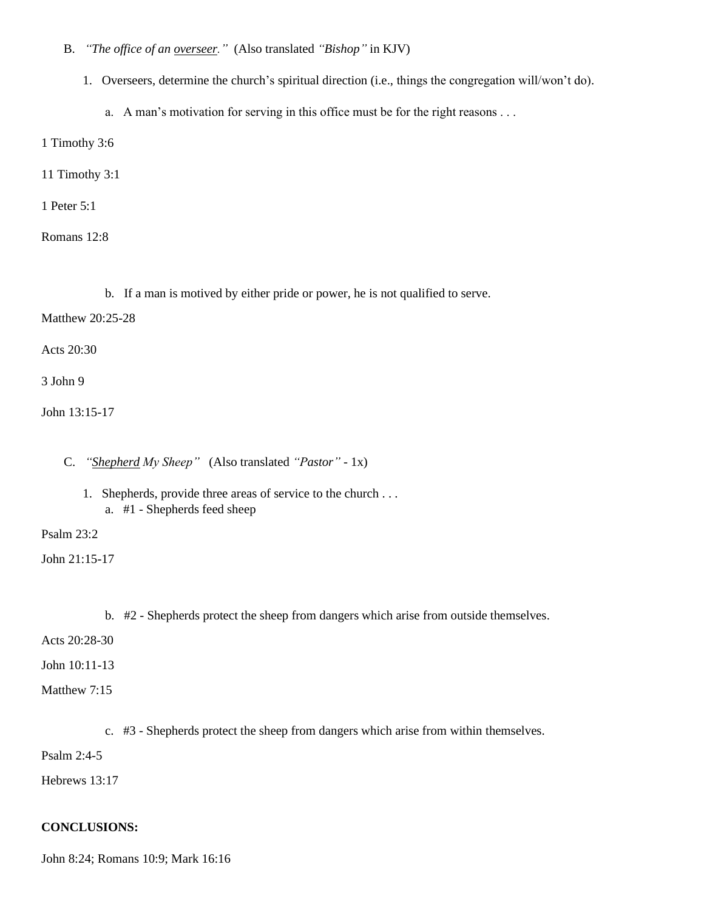B. *"The office of an* *__overseer__.*" (Also translated *"Bishop"* in KJV)

1. Overseers, determine the church's spiritual direction (i.e., things the congregation will/won't do).

    a. A man's motivation for serving in this office must be for the right reasons . . .

1 Timothy 3:6

11 Timothy 3:1

1 Peter 5:1

Romans 12:8

    b. If a man is motived by either pride or power, he is not qualified to serve.

Matthew 20:25-28

Acts 20:30

3 John 9

John 13:15-17

C. *"__Shepherd__ My Sheep"* (Also translated *"Pastor"* - 1x)

1. Shepherds, provide three areas of service to the church . . .

    a. #1 - Shepherds feed sheep

Psalm 23:2

John 21:15-17

    b. #2 - Shepherds protect the sheep from dangers which arise from outside themselves.

Acts 20:28-30

John 10:11-13

Matthew 7:15

    c. #3 - Shepherds protect the sheep from dangers which arise from within themselves.

Psalm 2:4-5

Hebrews 13:17

**CONCLUSIONS:**

John 8:24; Romans 10:9; Mark 16:16